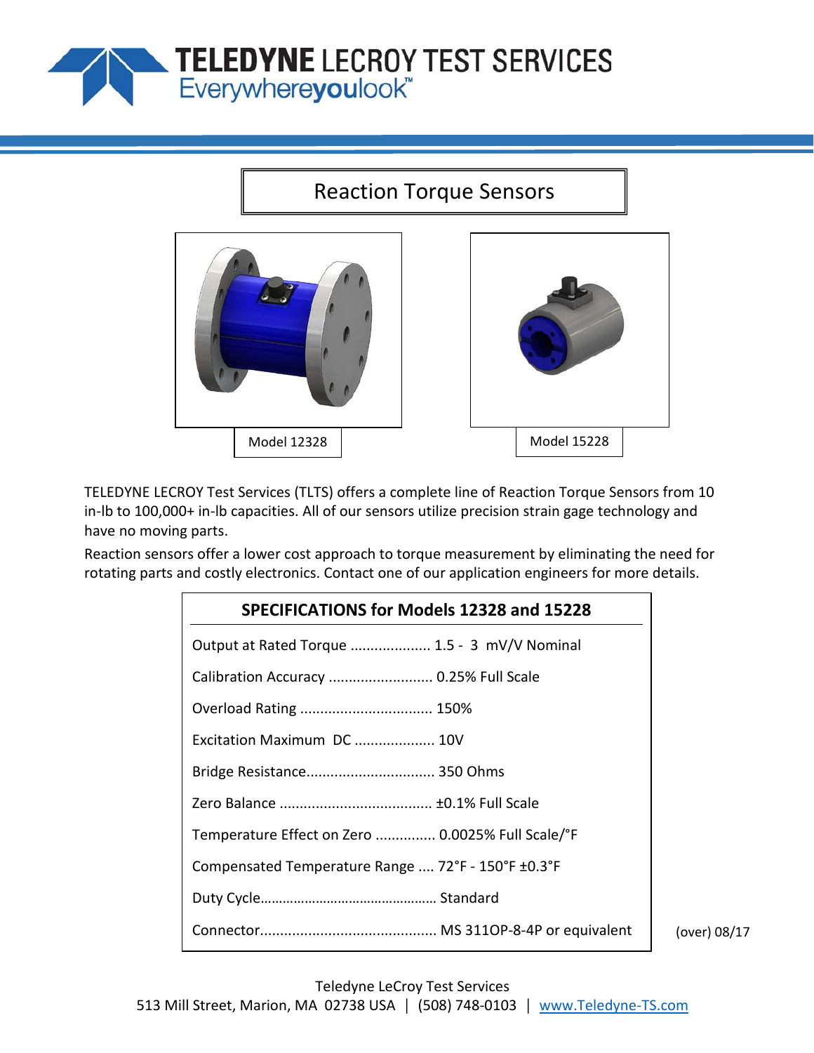# TELEDYNE LECROY TEST SERVICES

Everywhereyoulook™

## Reaction Torque Sensors

Model 12328

Model 15228

TELEDYNE LECROY Test Services (TLTS) offers a complete line of Reaction Torque Sensors from 10 in-lb to 100,000+ in-lb capacities. All of our sensors utilize precision strain gage technology and have no moving parts.

Reaction sensors offer a lower cost approach to torque measurement by eliminating the need for rotating parts and costly electronics. Contact one of our application engineers for more details.

### SPECIFICATIONS for Models 12328 and 15228

| Specification | Value |
|---|---|
| Output at Rated Torque | 1.5 - 3 mV/V Nominal |
| Calibration Accuracy | 0.25% Full Scale |
| Overload Rating | 150% |
| Excitation Maximum DC | 10V |
| Bridge Resistance | 350 Ohms |
| Zero Balance | ±0.1% Full Scale |
| Temperature Effect on Zero | 0.0025% Full Scale/°F |
| Compensated Temperature Range | 72°F - 150°F ±0.3°F |
| Duty Cycle | Standard |
| Connector | MS 311OP-8-4P or equivalent |

(over) 08/17

Teledyne LeCroy Test Services
513 Mill Street, Marion, MA 02738 USA | (508) 748-0103 | www.Teledyne-TS.com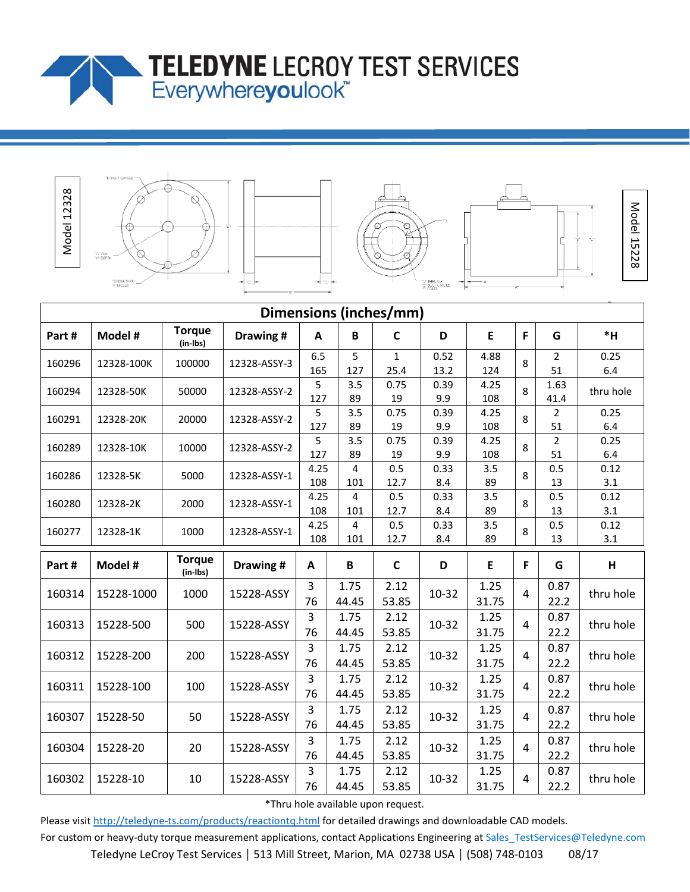# TELEDYNE LECROY TEST SERVICES

Everywhereyoulook™

Model 12328

Model 15228

## Dimensions (inches/mm)

| Part # | Model # | Torque (in-lbs) | Drawing # | A | B | C | D | E | F | G | *H |
|---|---|---|---|---|---|---|---|---|---|---|---|
| 160296 | 12328-100K | 100000 | 12328-ASSY-3 | 6.5 165 | 5 127 | 1 25.4 | 0.52 13.2 | 4.88 124 | 8 | 2 51 | 0.25 6.4 |
| 160294 | 12328-50K | 50000 | 12328-ASSY-2 | 5 127 | 3.5 89 | 0.75 19 | 0.39 9.9 | 4.25 108 | 8 | 1.63 41.4 | thru hole |
| 160291 | 12328-20K | 20000 | 12328-ASSY-2 | 5 127 | 3.5 89 | 0.75 19 | 0.39 9.9 | 4.25 108 | 8 | 2 51 | 0.25 6.4 |
| 160289 | 12328-10K | 10000 | 12328-ASSY-2 | 5 127 | 3.5 89 | 0.75 19 | 0.39 9.9 | 4.25 108 | 8 | 2 51 | 0.25 6.4 |
| 160286 | 12328-5K | 5000 | 12328-ASSY-1 | 4.25 108 | 4 101 | 0.5 12.7 | 0.33 8.4 | 3.5 89 | 8 | 0.5 13 | 0.12 3.1 |
| 160280 | 12328-2K | 2000 | 12328-ASSY-1 | 4.25 108 | 4 101 | 0.5 12.7 | 0.33 8.4 | 3.5 89 | 8 | 0.5 13 | 0.12 3.1 |
| 160277 | 12328-1K | 1000 | 12328-ASSY-1 | 4.25 108 | 4 101 | 0.5 12.7 | 0.33 8.4 | 3.5 89 | 8 | 0.5 13 | 0.12 3.1 |

| Part # | Model # | Torque (in-lbs) | Drawing # | A | B | C | D | E | F | G | H |
|---|---|---|---|---|---|---|---|---|---|---|---|
| 160314 | 15228-1000 | 1000 | 15228-ASSY | 3 76 | 1.75 44.45 | 2.12 53.85 | 10-32 | 1.25 31.75 | 4 | 0.87 22.2 | thru hole |
| 160313 | 15228-500 | 500 | 15228-ASSY | 3 76 | 1.75 44.45 | 2.12 53.85 | 10-32 | 1.25 31.75 | 4 | 0.87 22.2 | thru hole |
| 160312 | 15228-200 | 200 | 15228-ASSY | 3 76 | 1.75 44.45 | 2.12 53.85 | 10-32 | 1.25 31.75 | 4 | 0.87 22.2 | thru hole |
| 160311 | 15228-100 | 100 | 15228-ASSY | 3 76 | 1.75 44.45 | 2.12 53.85 | 10-32 | 1.25 31.75 | 4 | 0.87 22.2 | thru hole |
| 160307 | 15228-50 | 50 | 15228-ASSY | 3 76 | 1.75 44.45 | 2.12 53.85 | 10-32 | 1.25 31.75 | 4 | 0.87 22.2 | thru hole |
| 160304 | 15228-20 | 20 | 15228-ASSY | 3 76 | 1.75 44.45 | 2.12 53.85 | 10-32 | 1.25 31.75 | 4 | 0.87 22.2 | thru hole |
| 160302 | 15228-10 | 10 | 15228-ASSY | 3 76 | 1.75 44.45 | 2.12 53.85 | 10-32 | 1.25 31.75 | 4 | 0.87 22.2 | thru hole |

*Thru hole available upon request.

Please visit http://teledyne-ts.com/products/reactiontq.html for detailed drawings and downloadable CAD models.

For custom or heavy-duty torque measurement applications, contact Applications Engineering at Sales_TestServices@Teledyne.com

Teledyne LeCroy Test Services | 513 Mill Street, Marion, MA 02738 USA | (508) 748-0103 08/17